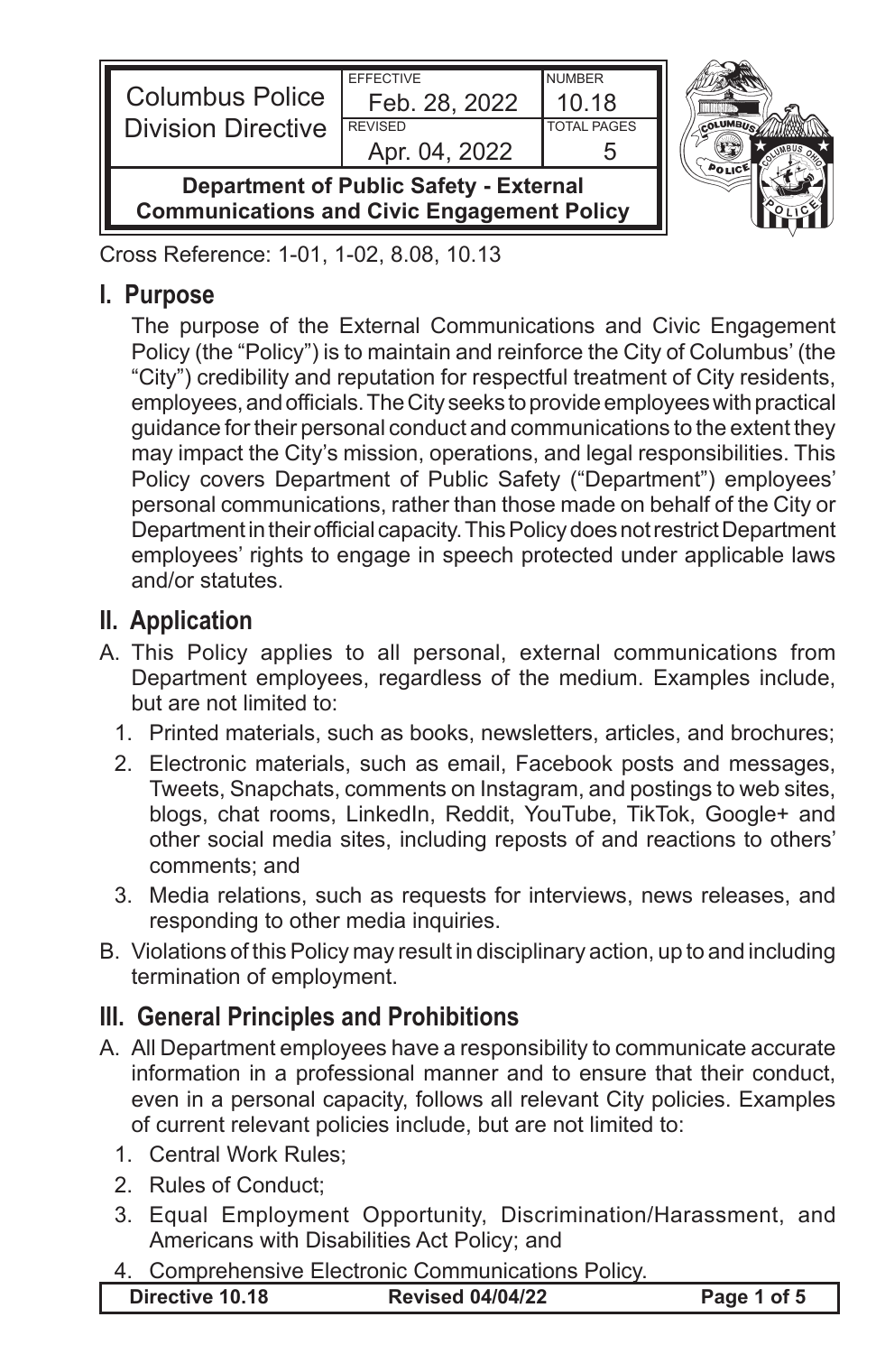| Columbus Police Division Directive | EFFECTIVE Feb. 28, 2022 | NUMBER 10.18 |
| --- | --- | --- |
| | REVISED Apr. 04, 2022 | TOTAL PAGES 5 |

**Department of Public Safety - External Communications and Civic Engagement Policy**

Cross Reference: 1-01, 1-02, 8.08, 10.13

## I. Purpose

The purpose of the External Communications and Civic Engagement Policy (the "Policy") is to maintain and reinforce the City of Columbus' (the "City") credibility and reputation for respectful treatment of City residents, employees, and officials. The City seeks to provide employees with practical guidance for their personal conduct and communications to the extent they may impact the City's mission, operations, and legal responsibilities. This Policy covers Department of Public Safety ("Department") employees' personal communications, rather than those made on behalf of the City or Department in their official capacity. This Policy does not restrict Department employees' rights to engage in speech protected under applicable laws and/or statutes.

## II. Application

A. This Policy applies to all personal, external communications from Department employees, regardless of the medium. Examples include, but are not limited to:

1. Printed materials, such as books, newsletters, articles, and brochures;
2. Electronic materials, such as email, Facebook posts and messages, Tweets, Snapchats, comments on Instagram, and postings to web sites, blogs, chat rooms, LinkedIn, Reddit, YouTube, TikTok, Google+ and other social media sites, including reposts of and reactions to others' comments; and
3. Media relations, such as requests for interviews, news releases, and responding to other media inquiries.

B. Violations of this Policy may result in disciplinary action, up to and including termination of employment.

## III. General Principles and Prohibitions

A. All Department employees have a responsibility to communicate accurate information in a professional manner and to ensure that their conduct, even in a personal capacity, follows all relevant City policies. Examples of current relevant policies include, but are not limited to:

1. Central Work Rules;
2. Rules of Conduct;
3. Equal Employment Opportunity, Discrimination/Harassment, and Americans with Disabilities Act Policy; and
4. Comprehensive Electronic Communications Policy.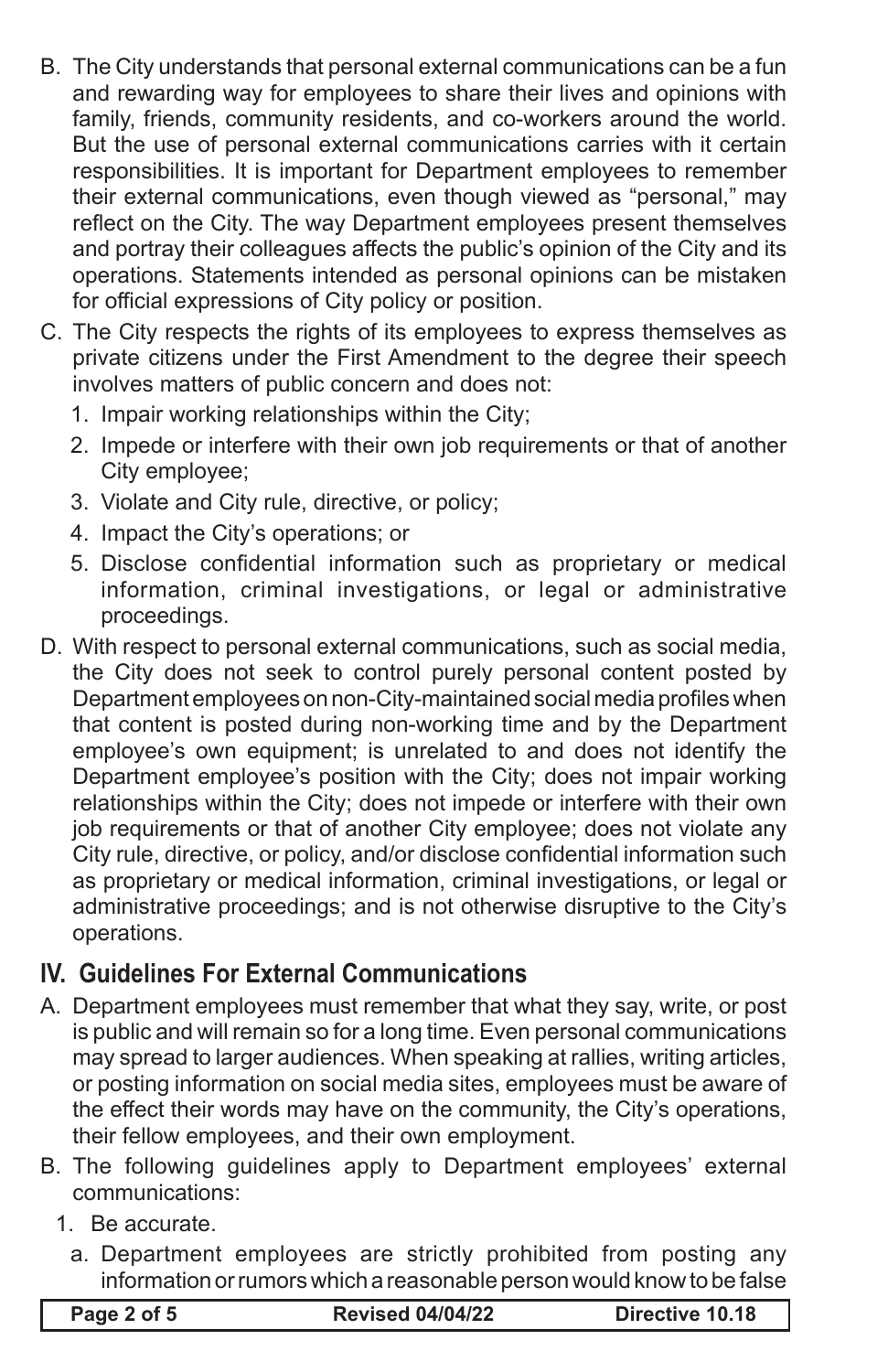B. The City understands that personal external communications can be a fun and rewarding way for employees to share their lives and opinions with family, friends, community residents, and co-workers around the world. But the use of personal external communications carries with it certain responsibilities. It is important for Department employees to remember their external communications, even though viewed as "personal," may reflect on the City. The way Department employees present themselves and portray their colleagues affects the public's opinion of the City and its operations. Statements intended as personal opinions can be mistaken for official expressions of City policy or position.

C. The City respects the rights of its employees to express themselves as private citizens under the First Amendment to the degree their speech involves matters of public concern and does not:

   1. Impair working relationships within the City;
   2. Impede or interfere with their own job requirements or that of another City employee;
   3. Violate and City rule, directive, or policy;
   4. Impact the City's operations; or
   5. Disclose confidential information such as proprietary or medical information, criminal investigations, or legal or administrative proceedings.

D. With respect to personal external communications, such as social media, the City does not seek to control purely personal content posted by Department employees on non-City-maintained social media profiles when that content is posted during non-working time and by the Department employee's own equipment; is unrelated to and does not identify the Department employee's position with the City; does not impair working relationships within the City; does not impede or interfere with their own job requirements or that of another City employee; does not violate any City rule, directive, or policy, and/or disclose confidential information such as proprietary or medical information, criminal investigations, or legal or administrative proceedings; and is not otherwise disruptive to the City's operations.

## IV. Guidelines For External Communications

A. Department employees must remember that what they say, write, or post is public and will remain so for a long time. Even personal communications may spread to larger audiences. When speaking at rallies, writing articles, or posting information on social media sites, employees must be aware of the effect their words may have on the community, the City's operations, their fellow employees, and their own employment.

B. The following guidelines apply to Department employees' external communications:

   1. Be accurate.

      a. Department employees are strictly prohibited from posting any information or rumors which a reasonable person would know to be false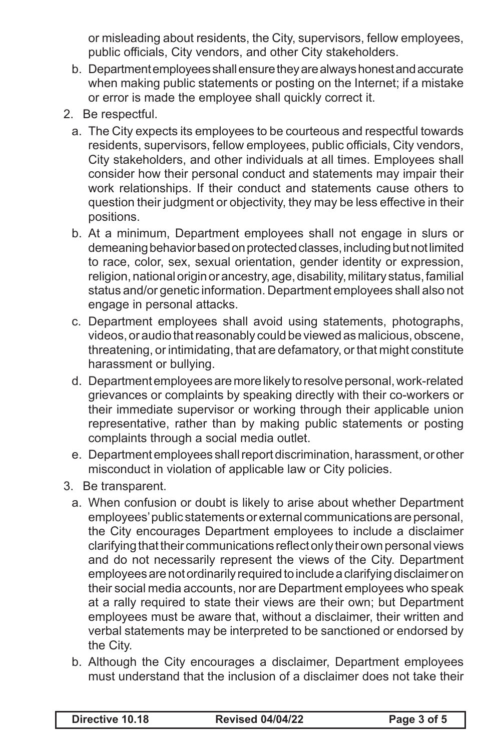or misleading about residents, the City, supervisors, fellow employees, public officials, City vendors, and other City stakeholders.

   b. Department employees shall ensure they are always honest and accurate when making public statements or posting on the Internet; if a mistake or error is made the employee shall quickly correct it.

2. Be respectful.
   a. The City expects its employees to be courteous and respectful towards residents, supervisors, fellow employees, public officials, City vendors, City stakeholders, and other individuals at all times. Employees shall consider how their personal conduct and statements may impair their work relationships. If their conduct and statements cause others to question their judgment or objectivity, they may be less effective in their positions.
   b. At a minimum, Department employees shall not engage in slurs or demeaning behavior based on protected classes, including but not limited to race, color, sex, sexual orientation, gender identity or expression, religion, national origin or ancestry, age, disability, military status, familial status and/or genetic information. Department employees shall also not engage in personal attacks.
   c. Department employees shall avoid using statements, photographs, videos, or audio that reasonably could be viewed as malicious, obscene, threatening, or intimidating, that are defamatory, or that might constitute harassment or bullying.
   d. Department employees are more likely to resolve personal, work-related grievances or complaints by speaking directly with their co-workers or their immediate supervisor or working through their applicable union representative, rather than by making public statements or posting complaints through a social media outlet.
   e. Department employees shall report discrimination, harassment, or other misconduct in violation of applicable law or City policies.

3. Be transparent.
   a. When confusion or doubt is likely to arise about whether Department employees' public statements or external communications are personal, the City encourages Department employees to include a disclaimer clarifying that their communications reflect only their own personal views and do not necessarily represent the views of the City. Department employees are not ordinarily required to include a clarifying disclaimer on their social media accounts, nor are Department employees who speak at a rally required to state their views are their own; but Department employees must be aware that, without a disclaimer, their written and verbal statements may be interpreted to be sanctioned or endorsed by the City.
   b. Although the City encourages a disclaimer, Department employees must understand that the inclusion of a disclaimer does not take their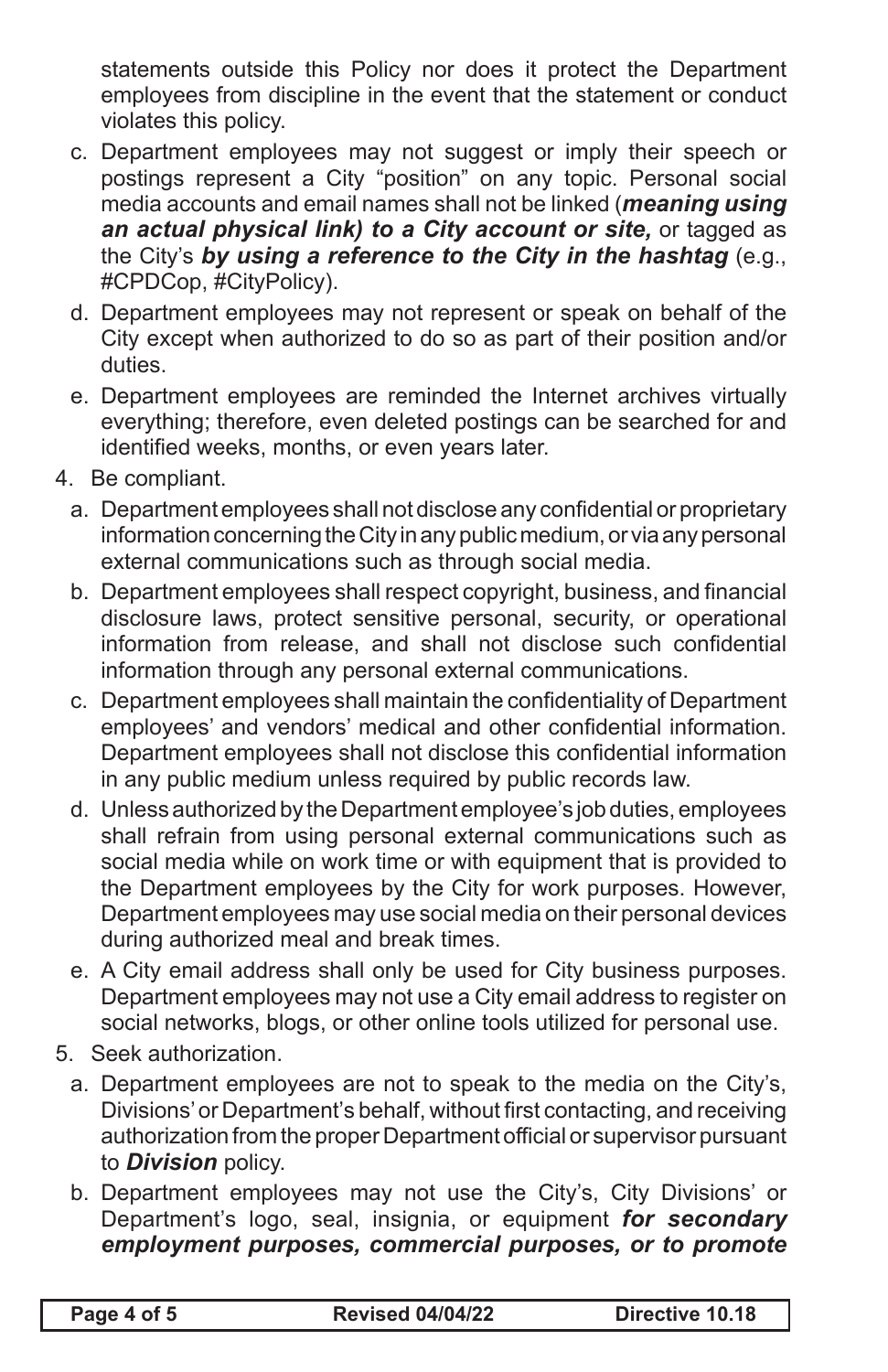statements outside this Policy nor does it protect the Department employees from discipline in the event that the statement or conduct violates this policy.

c. Department employees may not suggest or imply their speech or postings represent a City "position" on any topic. Personal social media accounts and email names shall not be linked (***meaning using an actual physical link) to a City account or site,*** or tagged as the City's ***by using a reference to the City in the hashtag*** (e.g., #CPDCop, #CityPolicy).

d. Department employees may not represent or speak on behalf of the City except when authorized to do so as part of their position and/or duties.

e. Department employees are reminded the Internet archives virtually everything; therefore, even deleted postings can be searched for and identified weeks, months, or even years later.

4. Be compliant.

   a. Department employees shall not disclose any confidential or proprietary information concerning the City in any public medium, or via any personal external communications such as through social media.

   b. Department employees shall respect copyright, business, and financial disclosure laws, protect sensitive personal, security, or operational information from release, and shall not disclose such confidential information through any personal external communications.

   c. Department employees shall maintain the confidentiality of Department employees' and vendors' medical and other confidential information. Department employees shall not disclose this confidential information in any public medium unless required by public records law.

   d. Unless authorized by the Department employee's job duties, employees shall refrain from using personal external communications such as social media while on work time or with equipment that is provided to the Department employees by the City for work purposes. However, Department employees may use social media on their personal devices during authorized meal and break times.

   e. A City email address shall only be used for City business purposes. Department employees may not use a City email address to register on social networks, blogs, or other online tools utilized for personal use.

5. Seek authorization.

   a. Department employees are not to speak to the media on the City's, Divisions' or Department's behalf, without first contacting, and receiving authorization from the proper Department official or supervisor pursuant to ***Division*** policy.

   b. Department employees may not use the City's, City Divisions' or Department's logo, seal, insignia, or equipment ***for secondary employment purposes, commercial purposes, or to promote***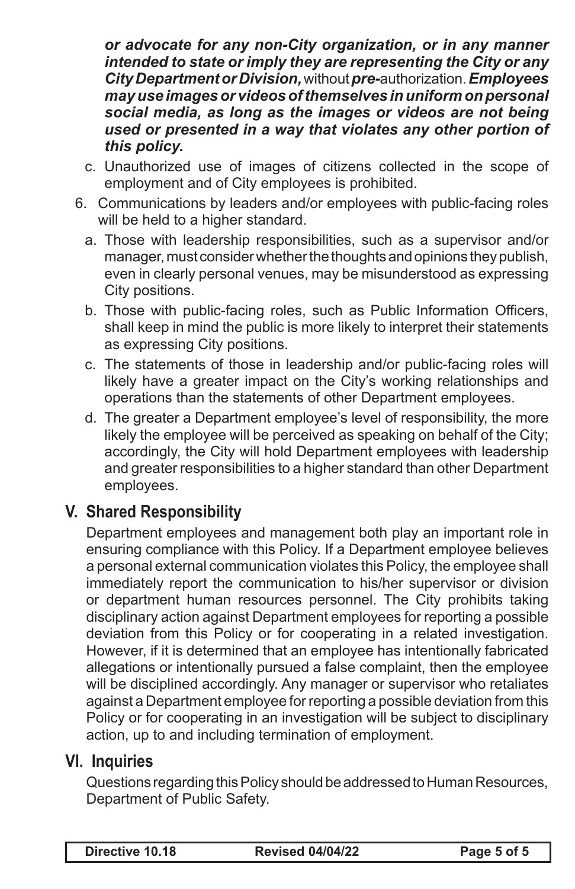***or advocate for any non-City organization, or in any manner intended to state or imply they are representing the City or any City Department or Division,*** without ***pre-***authorization. ***Employees may use images or videos of themselves in uniform on personal social media, as long as the images or videos are not being used or presented in a way that violates any other portion of this policy.***

c. Unauthorized use of images of citizens collected in the scope of employment and of City employees is prohibited.

6. Communications by leaders and/or employees with public-facing roles will be held to a higher standard.
   a. Those with leadership responsibilities, such as a supervisor and/or manager, must consider whether the thoughts and opinions they publish, even in clearly personal venues, may be misunderstood as expressing City positions.
   b. Those with public-facing roles, such as Public Information Officers, shall keep in mind the public is more likely to interpret their statements as expressing City positions.
   c. The statements of those in leadership and/or public-facing roles will likely have a greater impact on the City's working relationships and operations than the statements of other Department employees.
   d. The greater a Department employee's level of responsibility, the more likely the employee will be perceived as speaking on behalf of the City; accordingly, the City will hold Department employees with leadership and greater responsibilities to a higher standard than other Department employees.

## V. Shared Responsibility

Department employees and management both play an important role in ensuring compliance with this Policy. If a Department employee believes a personal external communication violates this Policy, the employee shall immediately report the communication to his/her supervisor or division or department human resources personnel. The City prohibits taking disciplinary action against Department employees for reporting a possible deviation from this Policy or for cooperating in a related investigation. However, if it is determined that an employee has intentionally fabricated allegations or intentionally pursued a false complaint, then the employee will be disciplined accordingly. Any manager or supervisor who retaliates against a Department employee for reporting a possible deviation from this Policy or for cooperating in an investigation will be subject to disciplinary action, up to and including termination of employment.

## VI. Inquiries

Questions regarding this Policy should be addressed to Human Resources, Department of Public Safety.